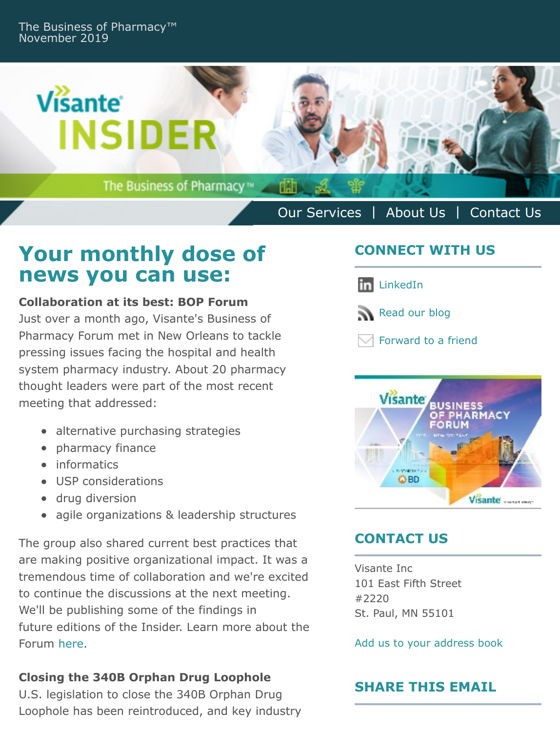The Business of Pharmacy™
November 2019

Our Services | About Us | Contact Us

# Your monthly dose of news you can use:

**Collaboration at its best: BOP Forum**

Just over a month ago, Visante's Business of Pharmacy Forum met in New Orleans to tackle pressing issues facing the hospital and health system pharmacy industry. About 20 pharmacy thought leaders were part of the most recent meeting that addressed:

- alternative purchasing strategies
- pharmacy finance
- informatics
- USP considerations
- drug diversion
- agile organizations & leadership structures

The group also shared current best practices that are making positive organizational impact. It was a tremendous time of collaboration and we're excited to continue the discussions at the next meeting. We'll be publishing some of the findings in future editions of the Insider. Learn more about the Forum here.

**Closing the 340B Orphan Drug Loophole**

U.S. legislation to close the 340B Orphan Drug Loophole has been reintroduced, and key industry

## CONNECT WITH US

LinkedIn

Read our blog

Forward to a friend

## CONTACT US

Visante Inc
101 East Fifth Street
#2220
St. Paul, MN 55101

Add us to your address book

## SHARE THIS EMAIL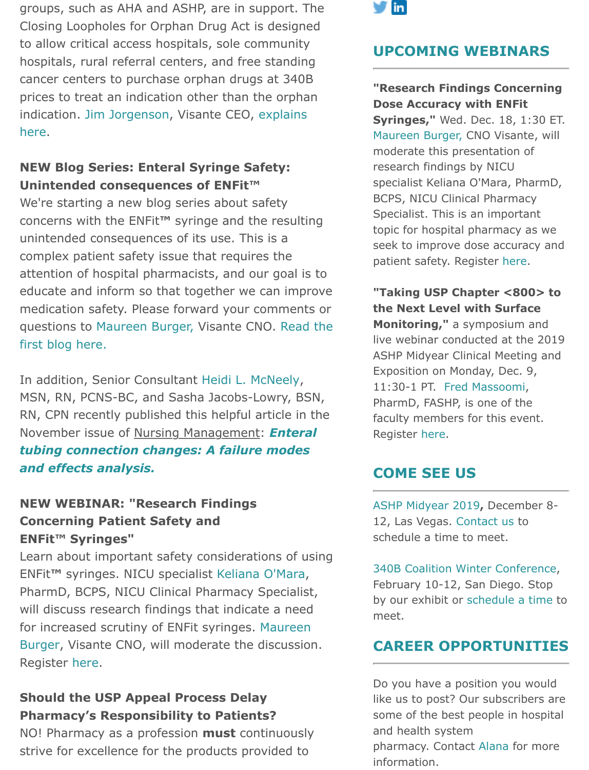groups, such as AHA and ASHP, are in support. The Closing Loopholes for Orphan Drug Act is designed to allow critical access hospitals, sole community hospitals, rural referral centers, and free standing cancer centers to purchase orphan drugs at 340B prices to treat an indication other than the orphan indication. Jim Jorgenson, Visante CEO, explains here.

**NEW Blog Series: Enteral Syringe Safety: Unintended consequences of ENFit™**
We're starting a new blog series about safety concerns with the ENFit™ syringe and the resulting unintended consequences of its use. This is a complex patient safety issue that requires the attention of hospital pharmacists, and our goal is to educate and inform so that together we can improve medication safety. Please forward your comments or questions to Maureen Burger, Visante CNO. Read the first blog here.

In addition, Senior Consultant Heidi L. McNeely, MSN, RN, PCNS-BC, and Sasha Jacobs-Lowry, BSN, RN, CPN recently published this helpful article in the November issue of Nursing Management: ***Enteral tubing connection changes: A failure modes and effects analysis.***

**NEW WEBINAR: "Research Findings Concerning Patient Safety and ENFit™ Syringes"**
Learn about important safety considerations of using ENFit™ syringes. NICU specialist Keliana O'Mara, PharmD, BCPS, NICU Clinical Pharmacy Specialist, will discuss research findings that indicate a need for increased scrutiny of ENFit syringes. Maureen Burger, Visante CNO, will moderate the discussion. Register here.

**Should the USP Appeal Process Delay Pharmacy's Responsibility to Patients?**
NO! Pharmacy as a profession **must** continuously strive for excellence for the products provided to

## UPCOMING WEBINARS

**"Research Findings Concerning Dose Accuracy with ENFit Syringes,"** Wed. Dec. 18, 1:30 ET. Maureen Burger, CNO Visante, will moderate this presentation of research findings by NICU specialist Keliana O'Mara, PharmD, BCPS, NICU Clinical Pharmacy Specialist. This is an important topic for hospital pharmacy as we seek to improve dose accuracy and patient safety. Register here.

**"Taking USP Chapter <800> to the Next Level with Surface Monitoring,"** a symposium and live webinar conducted at the 2019 ASHP Midyear Clinical Meeting and Exposition on Monday, Dec. 9, 11:30-1 PT. Fred Massoomi, PharmD, FASHP, is one of the faculty members for this event. Register here.

## COME SEE US

ASHP Midyear 2019**,** December 8-12, Las Vegas. Contact us to schedule a time to meet.

340B Coalition Winter Conference, February 10-12, San Diego. Stop by our exhibit or schedule a time to meet.

## CAREER OPPORTUNITIES

Do you have a position you would like us to post? Our subscribers are some of the best people in hospital and health system pharmacy. Contact Alana for more information.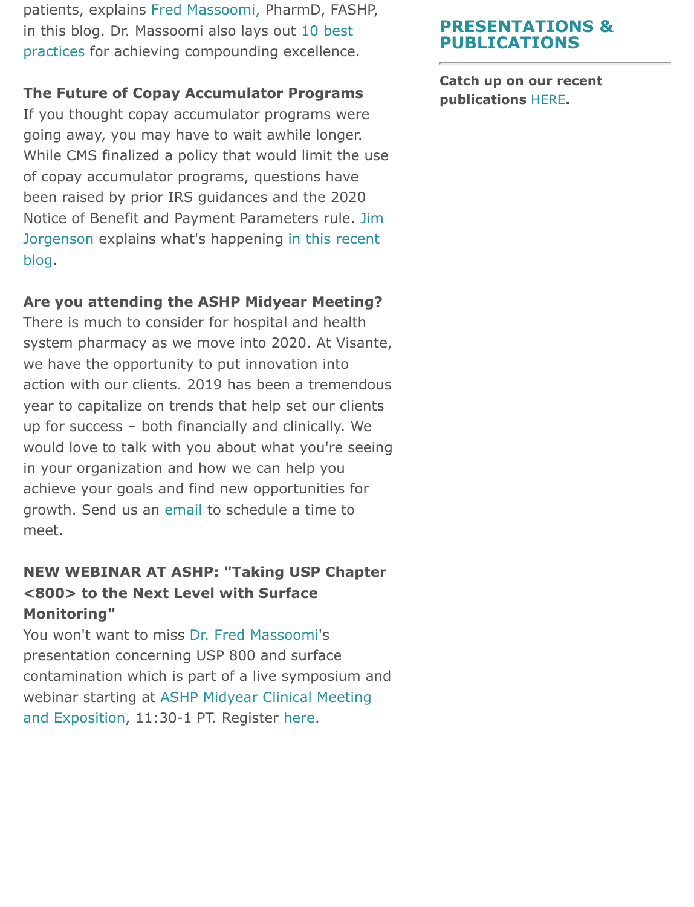patients, explains Fred Massoomi, PharmD, FASHP, in this blog. Dr. Massoomi also lays out 10 best practices for achieving compounding excellence.

**The Future of Copay Accumulator Programs**
If you thought copay accumulator programs were going away, you may have to wait awhile longer. While CMS finalized a policy that would limit the use of copay accumulator programs, questions have been raised by prior IRS guidances and the 2020 Notice of Benefit and Payment Parameters rule. Jim Jorgenson explains what's happening in this recent blog.

**Are you attending the ASHP Midyear Meeting?**
There is much to consider for hospital and health system pharmacy as we move into 2020. At Visante, we have the opportunity to put innovation into action with our clients. 2019 has been a tremendous year to capitalize on trends that help set our clients up for success – both financially and clinically. We would love to talk with you about what you're seeing in your organization and how we can help you achieve your goals and find new opportunities for growth. Send us an email to schedule a time to meet.

**NEW WEBINAR AT ASHP: "Taking USP Chapter <800> to the Next Level with Surface Monitoring"**
You won't want to miss Dr. Fred Massoomi's presentation concerning USP 800 and surface contamination which is part of a live symposium and webinar starting at ASHP Midyear Clinical Meeting and Exposition, 11:30-1 PT. Register here.

## PRESENTATIONS & PUBLICATIONS

**Catch up on our recent publications HERE.**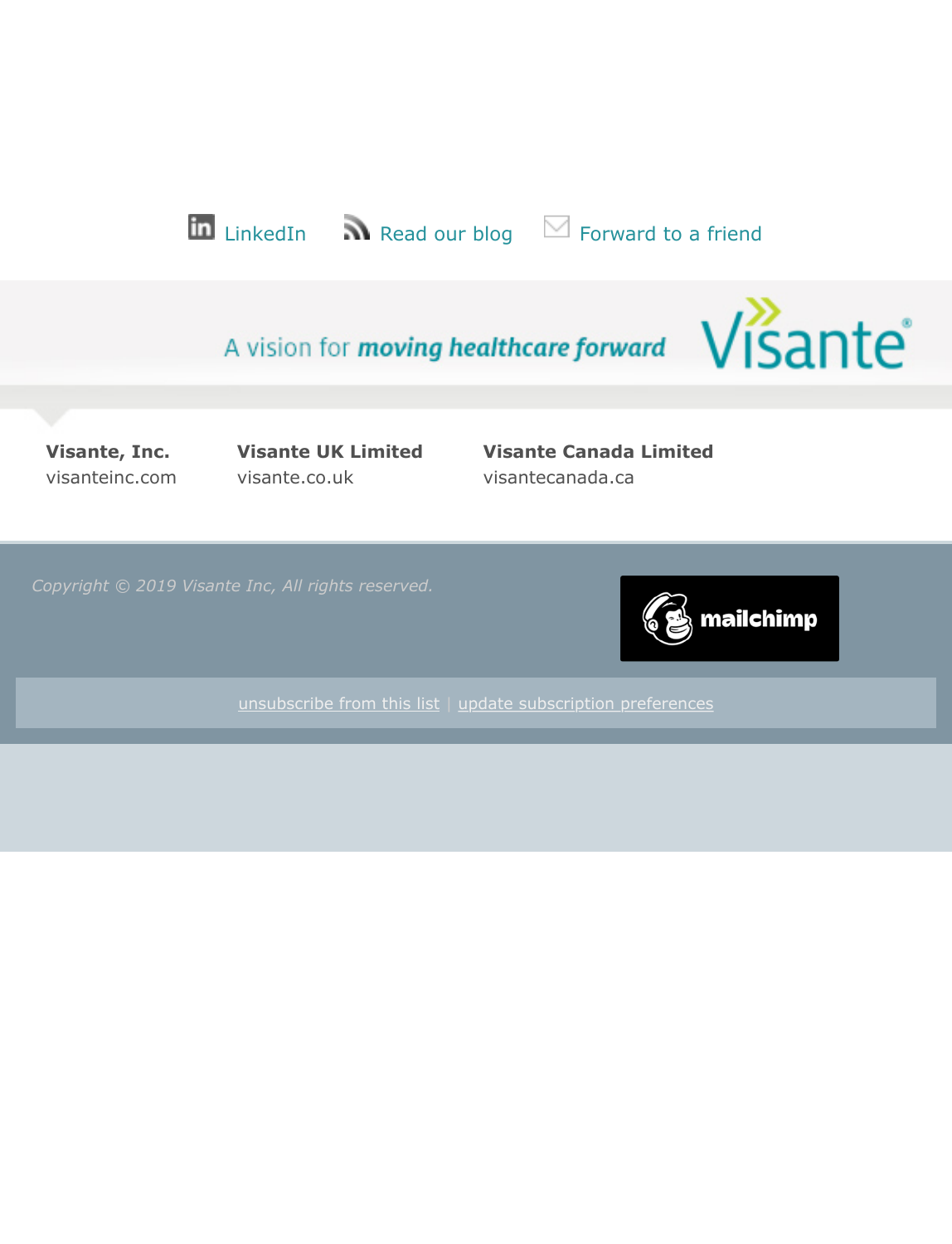LinkedIn   Read our blog   Forward to a friend

A vision for ***moving healthcare forward***   Visante®

**Visante, Inc.**
visanteinc.com

**Visante UK Limited**
visante.co.uk

**Visante Canada Limited**
visantecanada.ca

*Copyright © 2019 Visante Inc, All rights reserved.*

mailchimp

unsubscribe from this list | update subscription preferences